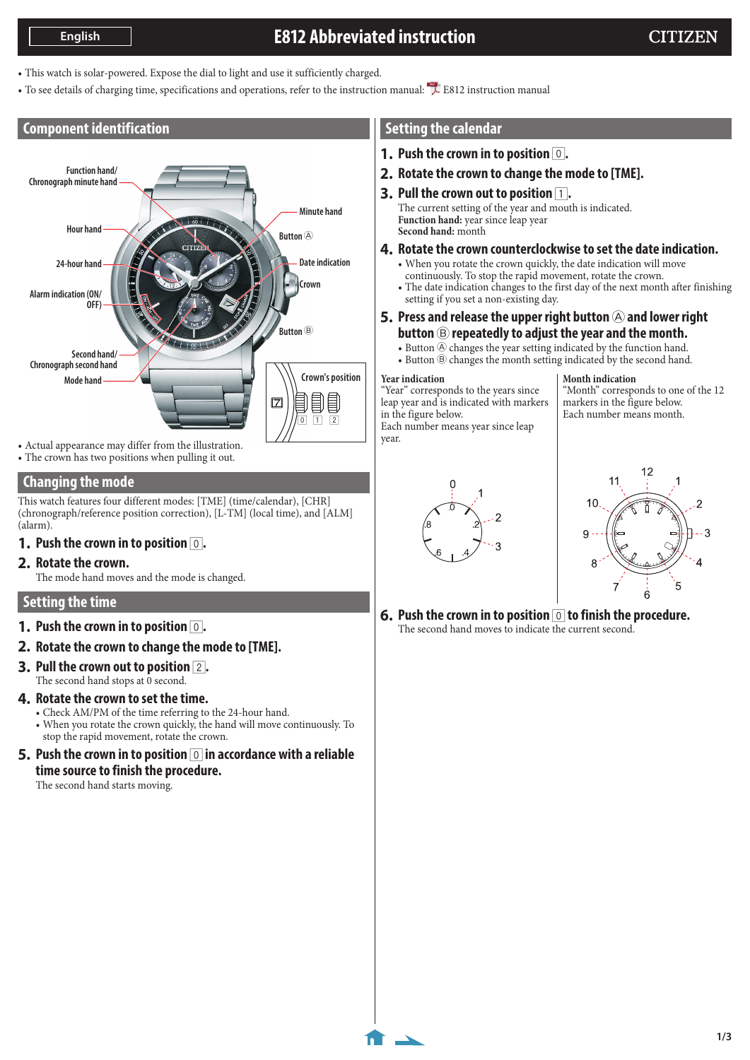# E812 Abbreviated instruction

- This watch is solar-powered. Expose the dial to light and use it sufficiently charged.
- To see details of charging time, specifications and operations, refer to the instruction manual: E812 instruction manual

## Component identification

Function hand/ Chronograph minute hand
Hour hand
24-hour hand
Alarm indication (ON/ OFF)
Second hand/ Chronograph second hand
Mode hand
Minute hand
Button Ⓐ
Date indication
Crown
Button Ⓑ
Crown's position
0 1 2

- Actual appearance may differ from the illustration.
- The crown has two positions when pulling it out.

## Changing the mode

This watch features four different modes: [TME] (time/calendar), [CHR] (chronograph/reference position correction), [L-TM] (local time), and [ALM] (alarm).

1. **Push the crown in to position 0.**
2. **Rotate the crown.**
   The mode hand moves and the mode is changed.

## Setting the time

1. **Push the crown in to position 0.**
2. **Rotate the crown to change the mode to [TME].**
3. **Pull the crown out to position 2.**
   The second hand stops at 0 second.
4. **Rotate the crown to set the time.**
   - Check AM/PM of the time referring to the 24-hour hand.
   - When you rotate the crown quickly, the hand will move continuously. To stop the rapid movement, rotate the crown.
5. **Push the crown in to position 0 in accordance with a reliable time source to finish the procedure.**
   The second hand starts moving.

## Setting the calendar

1. **Push the crown in to position 0.**
2. **Rotate the crown to change the mode to [TME].**
3. **Pull the crown out to position 1.**
   The current setting of the year and mouth is indicated.
   **Function hand:** year since leap year
   **Second hand:** month
4. **Rotate the crown counterclockwise to set the date indication.**
   - When you rotate the crown quickly, the date indication will move continuously. To stop the rapid movement, rotate the crown.
   - The date indication changes to the first day of the next month after finishing setting if you set a non-existing day.
5. **Press and release the upper right button Ⓐ and lower right button Ⓑ repeatedly to adjust the year and the month.**
   - Button Ⓐ changes the year setting indicated by the function hand.
   - Button Ⓑ changes the month setting indicated by the second hand.

**Year indication**
"Year" corresponds to the years since leap year and is indicated with markers in the figure below.
Each number means year since leap year.

**Month indication**
"Month" corresponds to one of the 12 markers in the figure below.
Each number means month.

6. **Push the crown in to position 0 to finish the procedure.**
   The second hand moves to indicate the current second.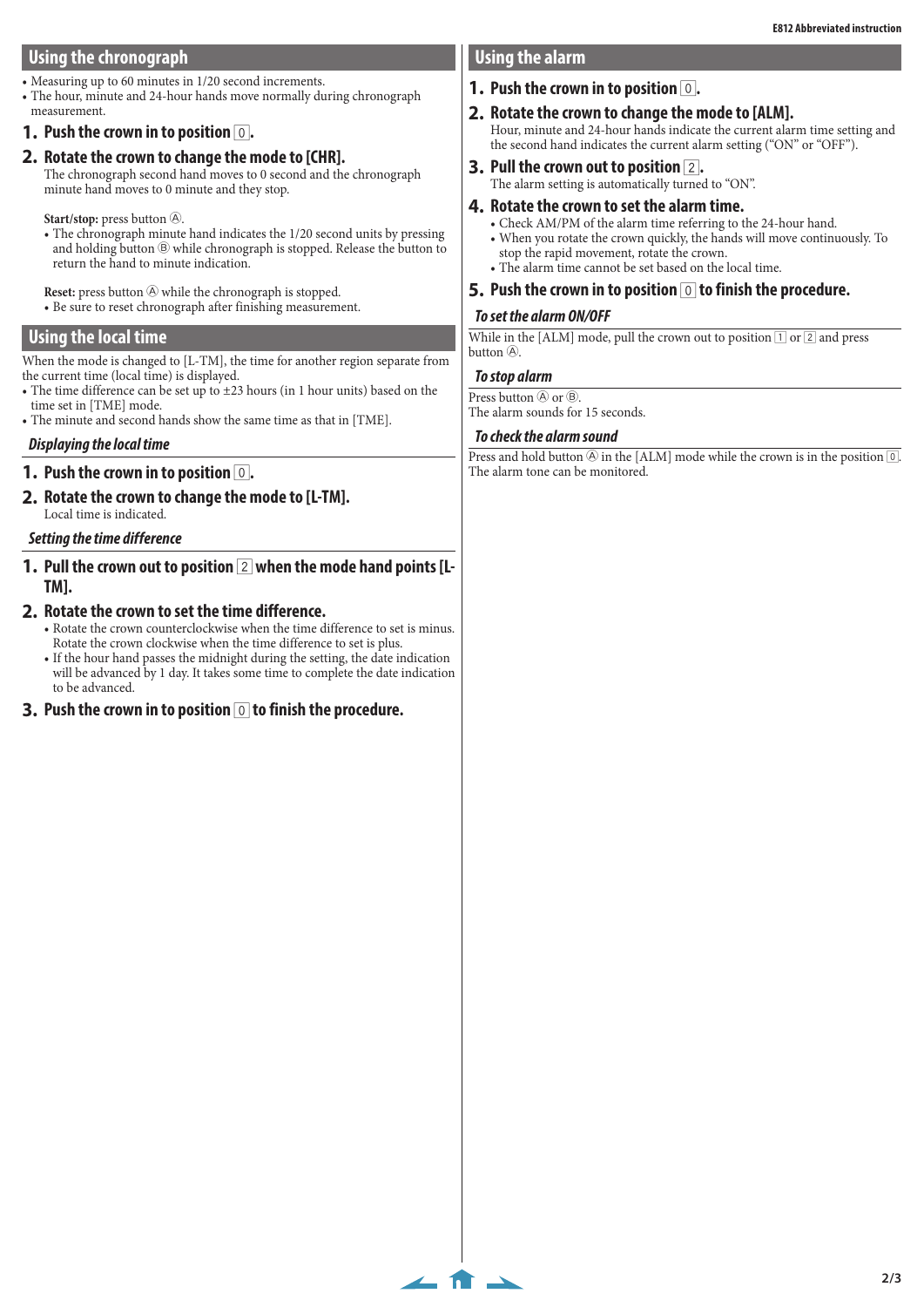## Using the chronograph

- Measuring up to 60 minutes in 1/20 second increments.
- The hour, minute and 24-hour hands move normally during chronograph measurement.

**1. Push the crown in to position 0.**

**2. Rotate the crown to change the mode to [CHR].**

The chronograph second hand moves to 0 second and the chronograph minute hand moves to 0 minute and they stop.

**Start/stop:** press button Ⓐ.

- The chronograph minute hand indicates the 1/20 second units by pressing and holding button Ⓑ while chronograph is stopped. Release the button to return the hand to minute indication.

**Reset:** press button Ⓐ while the chronograph is stopped.

- Be sure to reset chronograph after finishing measurement.

## Using the local time

When the mode is changed to [L-TM], the time for another region separate from the current time (local time) is displayed.

- The time difference can be set up to ±23 hours (in 1 hour units) based on the time set in [TME] mode.
- The minute and second hands show the same time as that in [TME].

### *Displaying the local time*

**1. Push the crown in to position 0.**

**2. Rotate the crown to change the mode to [L-TM].**

Local time is indicated.

### *Setting the time difference*

**1. Pull the crown out to position 2 when the mode hand points [L-TM].**

**2. Rotate the crown to set the time difference.**

- Rotate the crown counterclockwise when the time difference to set is minus. Rotate the crown clockwise when the time difference to set is plus.
- If the hour hand passes the midnight during the setting, the date indication will be advanced by 1 day. It takes some time to complete the date indication to be advanced.

**3. Push the crown in to position 0 to finish the procedure.**

## Using the alarm

**1. Push the crown in to position 0.**

**2. Rotate the crown to change the mode to [ALM].**

Hour, minute and 24-hour hands indicate the current alarm time setting and the second hand indicates the current alarm setting (“ON” or “OFF”).

**3. Pull the crown out to position 2.**

The alarm setting is automatically turned to “ON”.

**4. Rotate the crown to set the alarm time.**

- Check AM/PM of the alarm time referring to the 24-hour hand.
- When you rotate the crown quickly, the hands will move continuously. To stop the rapid movement, rotate the crown.
- The alarm time cannot be set based on the local time.

**5. Push the crown in to position 0 to finish the procedure.**

### *To set the alarm ON/OFF*

While in the [ALM] mode, pull the crown out to position 1 or 2 and press button Ⓐ.

### *To stop alarm*

Press button Ⓐ or Ⓑ.
The alarm sounds for 15 seconds.

### *To check the alarm sound*

Press and hold button Ⓐ in the [ALM] mode while the crown is in the position 0.
The alarm tone can be monitored.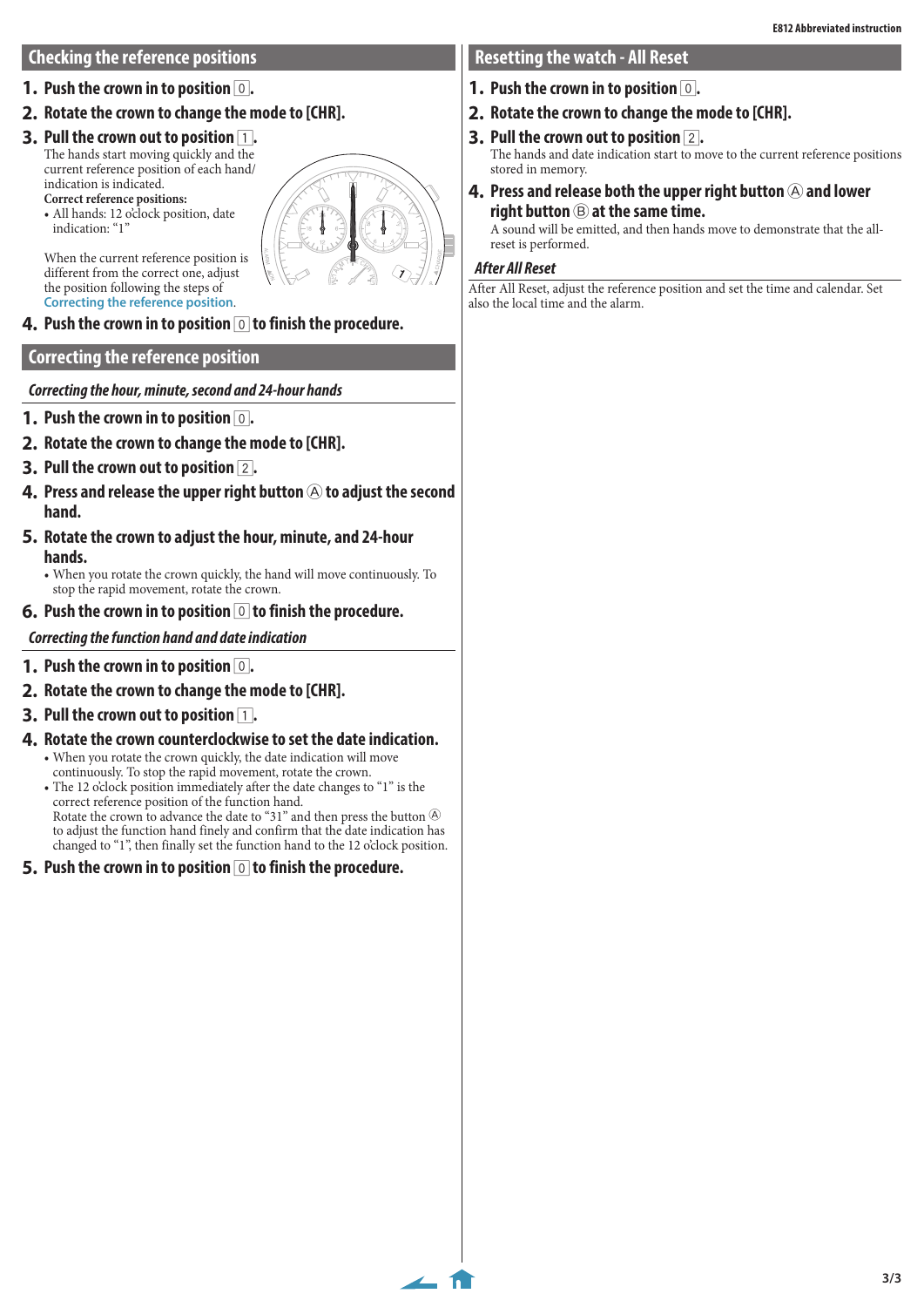## Checking the reference positions

1. **Push the crown in to position 0.**
2. **Rotate the crown to change the mode to [CHR].**
3. **Pull the crown out to position 1.**
   The hands start moving quickly and the current reference position of each hand/indication is indicated.
   **Correct reference positions:**
   - All hands: 12 o'clock position, date indication: "1"

   When the current reference position is different from the correct one, adjust the position following the steps of Correcting the reference position.
4. **Push the crown in to position 0 to finish the procedure.**

## Correcting the reference position

### *Correcting the hour, minute, second and 24-hour hands*

1. **Push the crown in to position 0.**
2. **Rotate the crown to change the mode to [CHR].**
3. **Pull the crown out to position 2.**
4. **Press and release the upper right button Ⓐ to adjust the second hand.**
5. **Rotate the crown to adjust the hour, minute, and 24-hour hands.**
   - When you rotate the crown quickly, the hand will move continuously. To stop the rapid movement, rotate the crown.
6. **Push the crown in to position 0 to finish the procedure.**

### *Correcting the function hand and date indication*

1. **Push the crown in to position 0.**
2. **Rotate the crown to change the mode to [CHR].**
3. **Pull the crown out to position 1.**
4. **Rotate the crown counterclockwise to set the date indication.**
   - When you rotate the crown quickly, the date indication will move continuously. To stop the rapid movement, rotate the crown.
   - The 12 o'clock position immediately after the date changes to "1" is the correct reference position of the function hand.
     Rotate the crown to advance the date to "31" and then press the button Ⓐ to adjust the function hand finely and confirm that the date indication has changed to "1", then finally set the function hand to the 12 o'clock position.
5. **Push the crown in to position 0 to finish the procedure.**

## Resetting the watch - All Reset

1. **Push the crown in to position 0.**
2. **Rotate the crown to change the mode to [CHR].**
3. **Pull the crown out to position 2.**
   The hands and date indication start to move to the current reference positions stored in memory.
4. **Press and release both the upper right button Ⓐ and lower right button Ⓑ at the same time.**
   A sound will be emitted, and then hands move to demonstrate that the all-reset is performed.

### *After All Reset*

After All Reset, adjust the reference position and set the time and calendar. Set also the local time and the alarm.